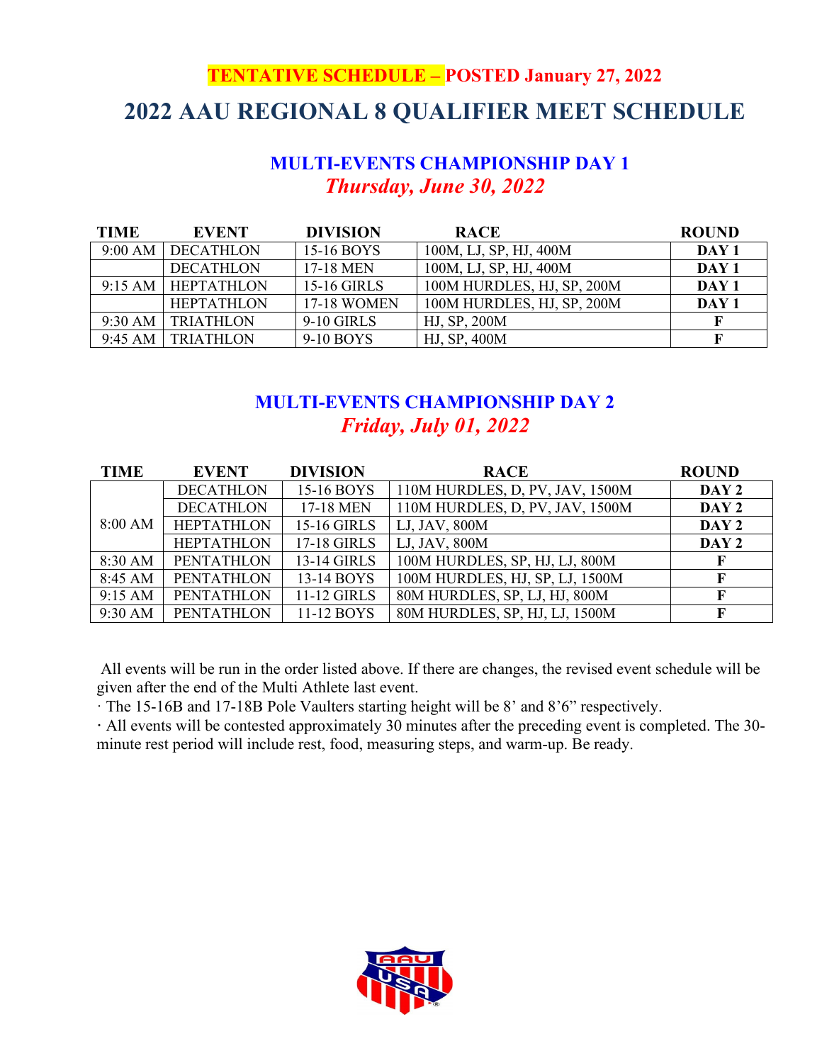**TENTATIVE SCHEDULE – POSTED January 27, 2022**

# 2022 AAU REGIONAL 8 QUALIFIER MEET SCHEDULE

## MULTI-EVENTS CHAMPIONSHIP DAY 1

***Thursday, June 30, 2022***

| TIME | EVENT | DIVISION | RACE | ROUND |
|---|---|---|---|---|
| 9:00 AM | DECATHLON | 15-16 BOYS | 100M, LJ, SP, HJ, 400M | **DAY 1** |
| | DECATHLON | 17-18 MEN | 100M, LJ, SP, HJ, 400M | **DAY 1** |
| 9:15 AM | HEPTATHLON | 15-16 GIRLS | 100M HURDLES, HJ, SP, 200M | **DAY 1** |
| | HEPTATHLON | 17-18 WOMEN | 100M HURDLES, HJ, SP, 200M | **DAY 1** |
| 9:30 AM | TRIATHLON | 9-10 GIRLS | HJ, SP, 200M | **F** |
| 9:45 AM | TRIATHLON | 9-10 BOYS | HJ, SP, 400M | **F** |

## MULTI-EVENTS CHAMPIONSHIP DAY 2

***Friday, July 01, 2022***

| TIME | EVENT | DIVISION | RACE | ROUND |
|---|---|---|---|---|
| 8:00 AM | DECATHLON | 15-16 BOYS | 110M HURDLES, D, PV, JAV, 1500M | **DAY 2** |
| | DECATHLON | 17-18 MEN | 110M HURDLES, D, PV, JAV, 1500M | **DAY 2** |
| | HEPTATHLON | 15-16 GIRLS | LJ, JAV, 800M | **DAY 2** |
| | HEPTATHLON | 17-18 GIRLS | LJ, JAV, 800M | **DAY 2** |
| 8:30 AM | PENTATHLON | 13-14 GIRLS | 100M HURDLES, SP, HJ, LJ, 800M | **F** |
| 8:45 AM | PENTATHLON | 13-14 BOYS | 100M HURDLES, HJ, SP, LJ, 1500M | **F** |
| 9:15 AM | PENTATHLON | 11-12 GIRLS | 80M HURDLES, SP, LJ, HJ, 800M | **F** |
| 9:30 AM | PENTATHLON | 11-12 BOYS | 80M HURDLES, SP, HJ, LJ, 1500M | **F** |

All events will be run in the order listed above. If there are changes, the revised event schedule will be given after the end of the Multi Athlete last event.

· The 15-16B and 17-18B Pole Vaulters starting height will be 8' and 8'6" respectively.

· All events will be contested approximately 30 minutes after the preceding event is completed. The 30-minute rest period will include rest, food, measuring steps, and warm-up. Be ready.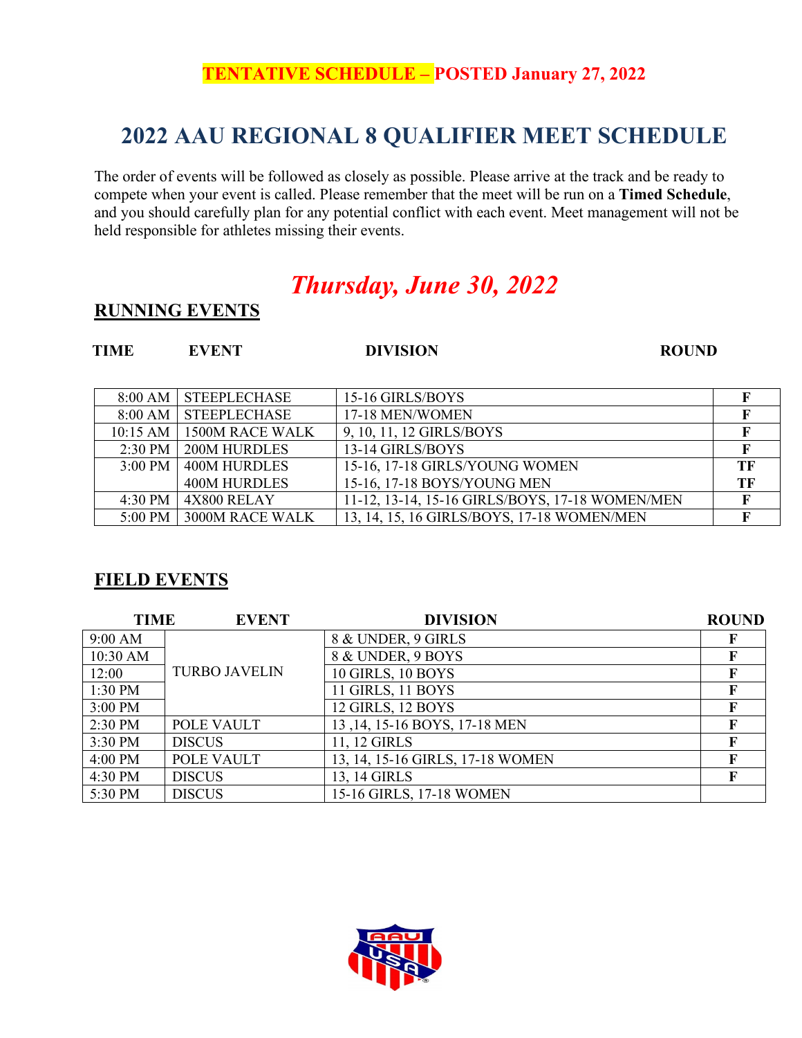**TENTATIVE SCHEDULE – POSTED January 27, 2022**

# 2022 AAU REGIONAL 8 QUALIFIER MEET SCHEDULE

The order of events will be followed as closely as possible. Please arrive at the track and be ready to compete when your event is called. Please remember that the meet will be run on a **Timed Schedule**, and you should carefully plan for any potential conflict with each event. Meet management will not be held responsible for athletes missing their events.

## *Thursday, June 30, 2022*

### RUNNING EVENTS

| TIME | EVENT | DIVISION | ROUND |
|---|---|---|---|
| 8:00 AM | STEEPLECHASE | 15-16 GIRLS/BOYS | F |
| 8:00 AM | STEEPLECHASE | 17-18 MEN/WOMEN | F |
| 10:15 AM | 1500M RACE WALK | 9, 10, 11, 12 GIRLS/BOYS | F |
| 2:30 PM | 200M HURDLES | 13-14 GIRLS/BOYS | F |
| 3:00 PM | 400M HURDLES | 15-16, 17-18 GIRLS/YOUNG WOMEN | TF |
| | 400M HURDLES | 15-16, 17-18 BOYS/YOUNG MEN | TF |
| 4:30 PM | 4X800 RELAY | 11-12, 13-14, 15-16 GIRLS/BOYS, 17-18 WOMEN/MEN | F |
| 5:00 PM | 3000M RACE WALK | 13, 14, 15, 16 GIRLS/BOYS, 17-18 WOMEN/MEN | F |

### FIELD EVENTS

| TIME | EVENT | DIVISION | ROUND |
|---|---|---|---|
| 9:00 AM | TURBO JAVELIN | 8 & UNDER, 9 GIRLS | F |
| 10:30 AM | TURBO JAVELIN | 8 & UNDER, 9 BOYS | F |
| 12:00 | TURBO JAVELIN | 10 GIRLS, 10 BOYS | F |
| 1:30 PM | TURBO JAVELIN | 11 GIRLS, 11 BOYS | F |
| 3:00 PM | TURBO JAVELIN | 12 GIRLS, 12 BOYS | F |
| 2:30 PM | POLE VAULT | 13 ,14, 15-16 BOYS, 17-18 MEN | F |
| 3:30 PM | DISCUS | 11, 12 GIRLS | F |
| 4:00 PM | POLE VAULT | 13, 14, 15-16 GIRLS, 17-18 WOMEN | F |
| 4:30 PM | DISCUS | 13, 14 GIRLS | F |
| 5:30 PM | DISCUS | 15-16 GIRLS, 17-18 WOMEN | |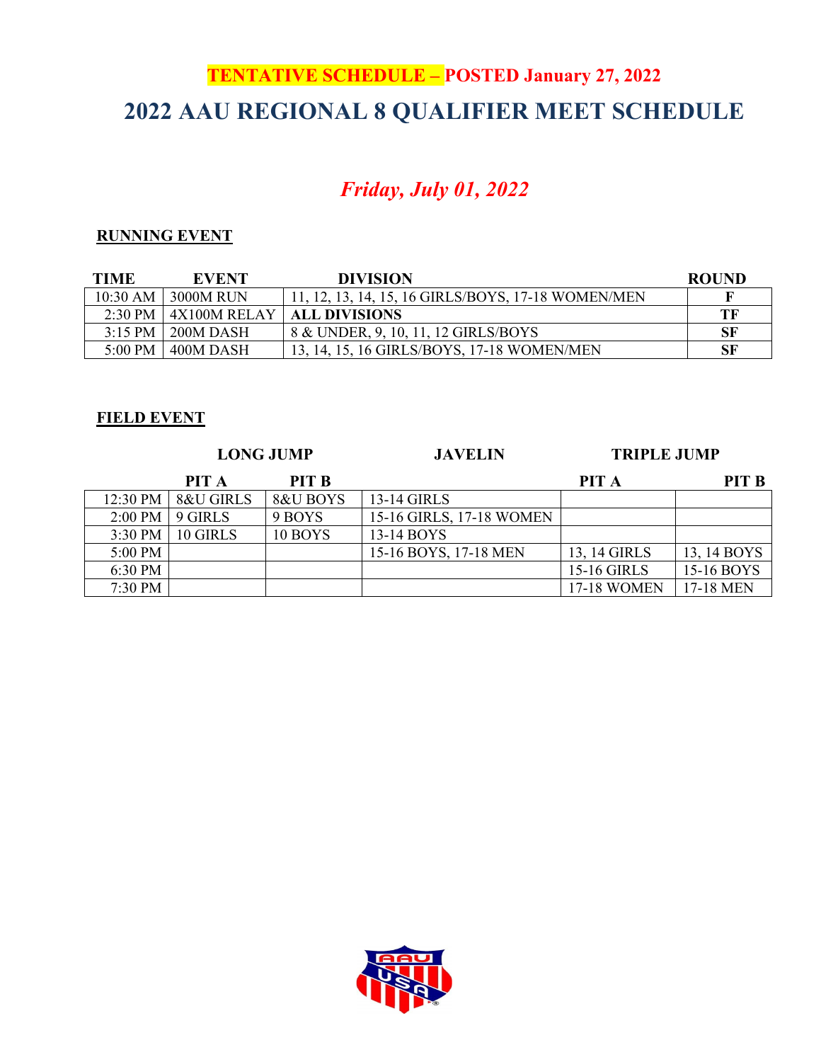**TENTATIVE SCHEDULE – POSTED January 27, 2022**

# 2022 AAU REGIONAL 8 QUALIFIER MEET SCHEDULE

## *Friday, July 01, 2022*

### RUNNING EVENT

| TIME | EVENT | DIVISION | ROUND |
|---|---|---|---|
| 10:30 AM | 3000M RUN | 11, 12, 13, 14, 15, 16 GIRLS/BOYS, 17-18 WOMEN/MEN | F |
| 2:30 PM | 4X100M RELAY | **ALL DIVISIONS** | TF |
| 3:15 PM | 200M DASH | 8 & UNDER, 9, 10, 11, 12 GIRLS/BOYS | SF |
| 5:00 PM | 400M DASH | 13, 14, 15, 16 GIRLS/BOYS, 17-18 WOMEN/MEN | SF |

### FIELD EVENT

| | LONG JUMP | | JAVELIN | TRIPLE JUMP | |
|---|---|---|---|---|---|
| | PIT A | PIT B | | PIT A | PIT B |
| 12:30 PM | 8&U GIRLS | 8&U BOYS | 13-14 GIRLS | | |
| 2:00 PM | 9 GIRLS | 9 BOYS | 15-16 GIRLS, 17-18 WOMEN | | |
| 3:30 PM | 10 GIRLS | 10 BOYS | 13-14 BOYS | | |
| 5:00 PM | | | 15-16 BOYS, 17-18 MEN | 13, 14 GIRLS | 13, 14 BOYS |
| 6:30 PM | | | | 15-16 GIRLS | 15-16 BOYS |
| 7:30 PM | | | | 17-18 WOMEN | 17-18 MEN |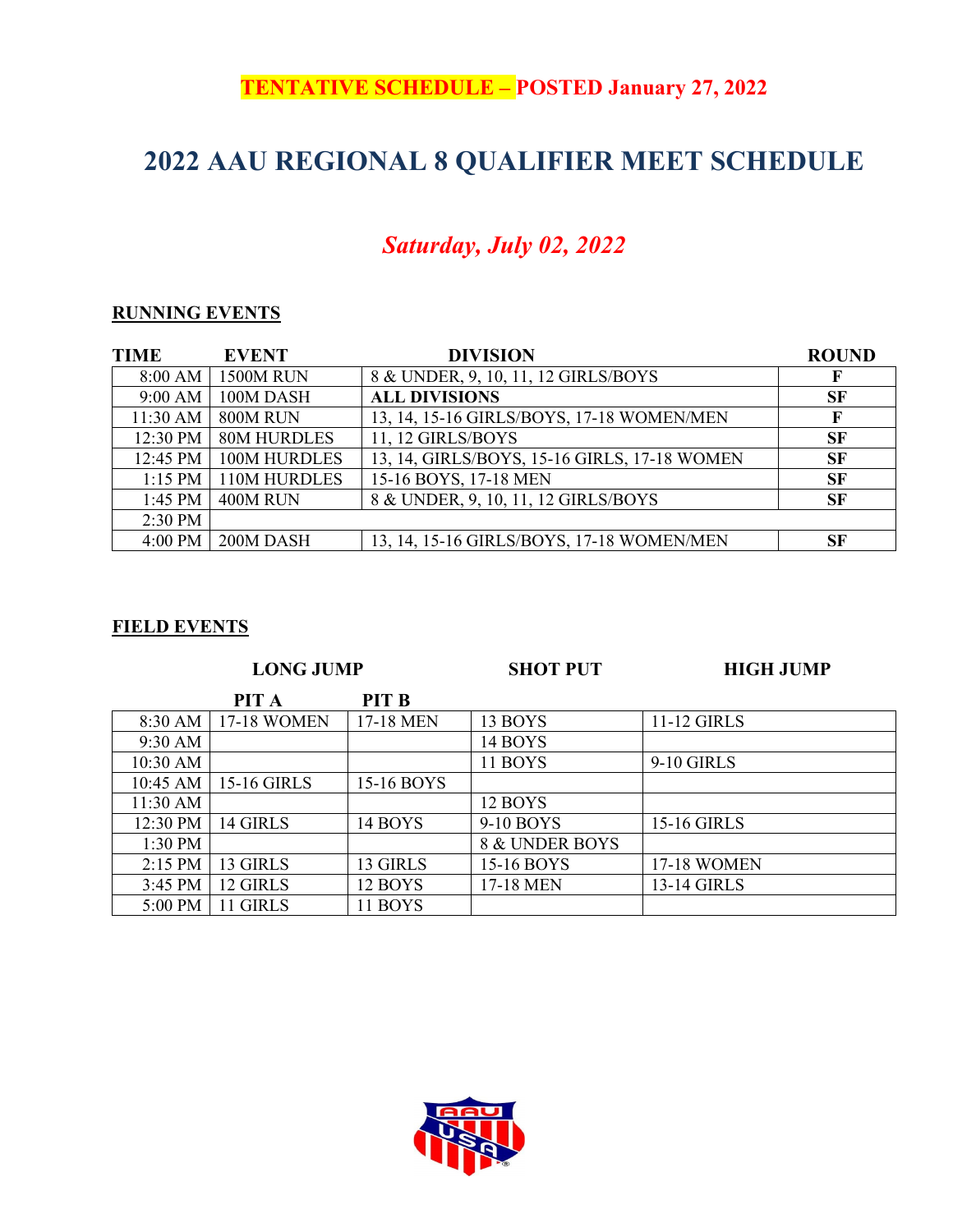**TENTATIVE SCHEDULE – POSTED January 27, 2022**

# 2022 AAU REGIONAL 8 QUALIFIER MEET SCHEDULE

## *Saturday, July 02, 2022*

### RUNNING EVENTS

| TIME | EVENT | DIVISION | ROUND |
|---|---|---|---|
| 8:00 AM | 1500M RUN | 8 & UNDER, 9, 10, 11, 12 GIRLS/BOYS | F |
| 9:00 AM | 100M DASH | **ALL DIVISIONS** | SF |
| 11:30 AM | 800M RUN | 13, 14, 15-16 GIRLS/BOYS, 17-18 WOMEN/MEN | F |
| 12:30 PM | 80M HURDLES | 11, 12 GIRLS/BOYS | SF |
| 12:45 PM | 100M HURDLES | 13, 14, GIRLS/BOYS, 15-16 GIRLS, 17-18 WOMEN | SF |
| 1:15 PM | 110M HURDLES | 15-16 BOYS, 17-18 MEN | SF |
| 1:45 PM | 400M RUN | 8 & UNDER, 9, 10, 11, 12 GIRLS/BOYS | SF |
| 2:30 PM | | | |
| 4:00 PM | 200M DASH | 13, 14, 15-16 GIRLS/BOYS, 17-18 WOMEN/MEN | SF |

### FIELD EVENTS

| | LONG JUMP | | SHOT PUT | HIGH JUMP |
|---|---|---|---|---|
| | PIT A | PIT B | | |
| 8:30 AM | 17-18 WOMEN | 17-18 MEN | 13 BOYS | 11-12 GIRLS |
| 9:30 AM | | | 14 BOYS | |
| 10:30 AM | | | 11 BOYS | 9-10 GIRLS |
| 10:45 AM | 15-16 GIRLS | 15-16 BOYS | | |
| 11:30 AM | | | 12 BOYS | |
| 12:30 PM | 14 GIRLS | 14 BOYS | 9-10 BOYS | 15-16 GIRLS |
| 1:30 PM | | | 8 & UNDER BOYS | |
| 2:15 PM | 13 GIRLS | 13 GIRLS | 15-16 BOYS | 17-18 WOMEN |
| 3:45 PM | 12 GIRLS | 12 BOYS | 17-18 MEN | 13-14 GIRLS |
| 5:00 PM | 11 GIRLS | 11 BOYS | | |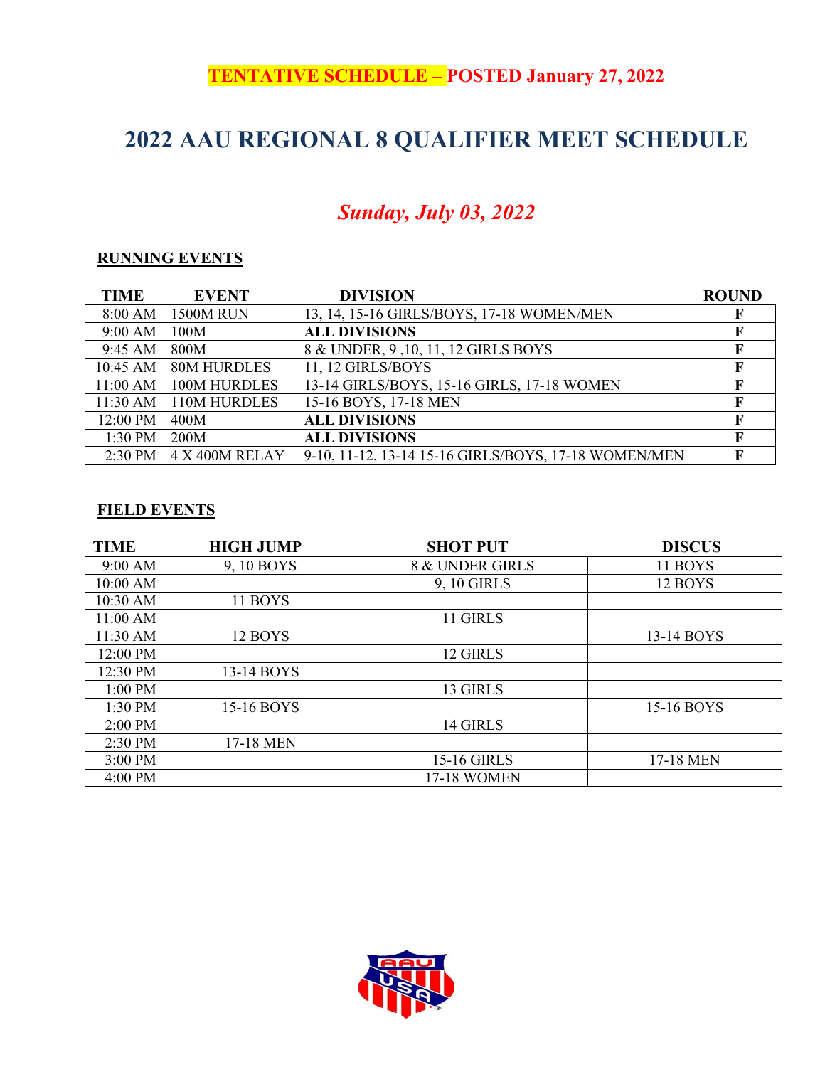**TENTATIVE SCHEDULE – POSTED January 27, 2022**

# 2022 AAU REGIONAL 8 QUALIFIER MEET SCHEDULE

## *Sunday, July 03, 2022*

### RUNNING EVENTS

| TIME | EVENT | DIVISION | ROUND |
|---|---|---|---|
| 8:00 AM | 1500M RUN | 13, 14, 15-16 GIRLS/BOYS, 17-18 WOMEN/MEN | F |
| 9:00 AM | 100M | **ALL DIVISIONS** | F |
| 9:45 AM | 800M | 8 & UNDER, 9 ,10, 11, 12 GIRLS BOYS | F |
| 10:45 AM | 80M HURDLES | 11, 12 GIRLS/BOYS | F |
| 11:00 AM | 100M HURDLES | 13-14 GIRLS/BOYS, 15-16 GIRLS, 17-18 WOMEN | F |
| 11:30 AM | 110M HURDLES | 15-16 BOYS, 17-18 MEN | F |
| 12:00 PM | 400M | **ALL DIVISIONS** | F |
| 1:30 PM | 200M | **ALL DIVISIONS** | F |
| 2:30 PM | 4 X 400M RELAY | 9-10, 11-12, 13-14 15-16 GIRLS/BOYS, 17-18 WOMEN/MEN | F |

### FIELD EVENTS

| TIME | HIGH JUMP | SHOT PUT | DISCUS |
|---|---|---|---|
| 9:00 AM | 9, 10 BOYS | 8 & UNDER GIRLS | 11 BOYS |
| 10:00 AM | | 9, 10 GIRLS | 12 BOYS |
| 10:30 AM | 11 BOYS | | |
| 11:00 AM | | 11 GIRLS | |
| 11:30 AM | 12 BOYS | | 13-14 BOYS |
| 12:00 PM | | 12 GIRLS | |
| 12:30 PM | 13-14 BOYS | | |
| 1:00 PM | | 13 GIRLS | |
| 1:30 PM | 15-16 BOYS | | 15-16 BOYS |
| 2:00 PM | | 14 GIRLS | |
| 2:30 PM | 17-18 MEN | | |
| 3:00 PM | | 15-16 GIRLS | 17-18 MEN |
| 4:00 PM | | 17-18 WOMEN | |